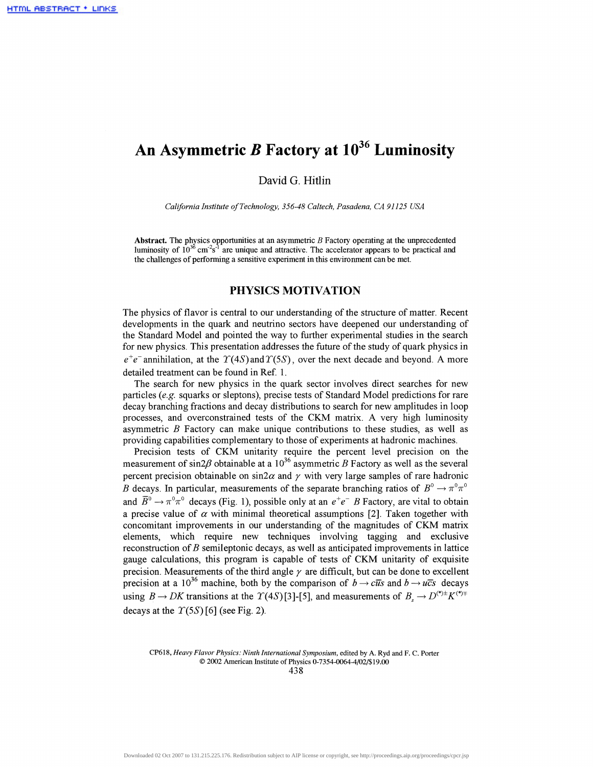# An Asymmetric $B$ Factory at $10^{36}$ Luminosity

David G. Hitlin

*California Institute of Technology, 356-48 Caltech, Pasadena, CA 91125 USA*

**Abstract.** The physics opportunities at an asymmetric $B$ Factory operating at the unprecedented luminosity of $10^{36}$ cm$^{-2}$s$^{-1}$ are unique and attractive. The accelerator appears to be practical and the challenges of performing a sensitive experiment in this environment can be met.

## PHYSICS MOTIVATION

The physics of flavor is central to our understanding of the structure of matter. Recent developments in the quark and neutrino sectors have deepened our understanding of the Standard Model and pointed the way to further experimental studies in the search for new physics. This presentation addresses the future of the study of quark physics in $e^+e^-$ annihilation, at the $\Upsilon(4S)$ and $\Upsilon(5S)$, over the next decade and beyond. A more detailed treatment can be found in Ref. 1.

The search for new physics in the quark sector involves direct searches for new particles (*e.g.* squarks or sleptons), precise tests of Standard Model predictions for rare decay branching fractions and decay distributions to search for new amplitudes in loop processes, and overconstrained tests of the CKM matrix. A very high luminosity asymmetric $B$ Factory can make unique contributions to these studies, as well as providing capabilities complementary to those of experiments at hadronic machines.

Precision tests of CKM unitarity require the percent level precision on the measurement of $\sin2\beta$ obtainable at a $10^{36}$ asymmetric $B$ Factory as well as the several percent precision obtainable on $\sin2\alpha$ and $\gamma$ with very large samples of rare hadronic $B$ decays. In particular, measurements of the separate branching ratios of $B^0 \to \pi^0\pi^0$ and $\overline{B}^0 \to \pi^0\pi^0$ decays (Fig. 1), possible only at an $e^+e^-$ $B$ Factory, are vital to obtain a precise value of $\alpha$ with minimal theoretical assumptions [2]. Taken together with concomitant improvements in our understanding of the magnitudes of CKM matrix elements, which require new techniques involving tagging and exclusive reconstruction of $B$ semileptonic decays, as well as anticipated improvements in lattice gauge calculations, this program is capable of tests of CKM unitarity of exquisite precision. Measurements of the third angle $\gamma$ are difficult, but can be done to excellent precision at a $10^{36}$ machine, both by the comparison of $b \to c\overline{u}s$ and $b \to u\overline{c}s$ decays using $B \to DK$ transitions at the $\Upsilon(4S)$ [3]-[5], and measurements of $B_s \to D^{(*)\pm}K^{(*)\mp}$ decays at the $\Upsilon(5S)$ [6] (see Fig. 2).

CP618, *Heavy Flavor Physics: Ninth International Symposium*, edited by A. Ryd and F. C. Porter
© 2002 American Institute of Physics 0-7354-0064-4/02/$19.00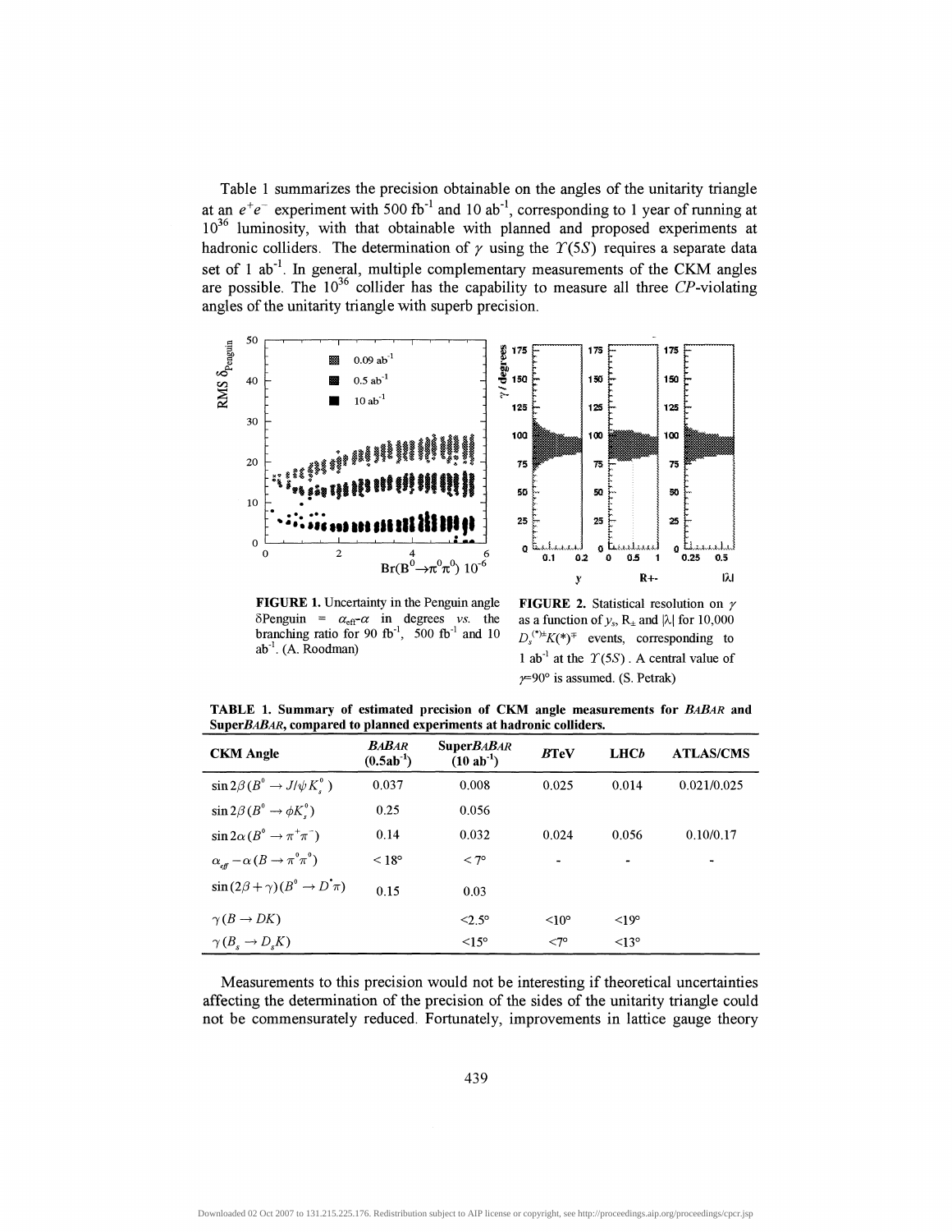Table 1 summarizes the precision obtainable on the angles of the unitarity triangle at an $e^+e^-$ experiment with 500 fb$^{-1}$ and 10 ab$^{-1}$, corresponding to 1 year of running at $10^{36}$ luminosity, with that obtainable with planned and proposed experiments at hadronic colliders. The determination of $\gamma$ using the $\Upsilon(5S)$ requires a separate data set of 1 ab$^{-1}$. In general, multiple complementary measurements of the CKM angles are possible. The $10^{36}$ collider has the capability to measure all three *CP*-violating angles of the unitarity triangle with superb precision.

**FIGURE 1.** Uncertainty in the Penguin angle $\delta$Penguin = $\alpha_{\rm eff}$-$\alpha$ in degrees *vs.* the branching ratio for 90 fb$^{-1}$, 500 fb$^{-1}$ and 10 ab$^{-1}$. (A. Roodman)

**FIGURE 2.** Statistical resolution on $\gamma$ as a function of $y_s$, $R_\pm$ and $|\lambda|$ for 10,000 $D_s^{(*)\pm}K(*)^{\mp}$ events, corresponding to 1 ab$^{-1}$ at the $\Upsilon(5S)$. A central value of $\gamma$=90° is assumed. (S. Petrak)

**TABLE 1. Summary of estimated precision of CKM angle measurements for *BABAR* and Super*BABAR*, compared to planned experiments at hadronic colliders.**

| CKM Angle | *BABAR* (0.5ab$^{-1}$) | Super*BABAR* (10 ab$^{-1}$) | *B*TeV | LHC*b* | ATLAS/CMS |
|---|---|---|---|---|---|
| $\sin 2\beta (B^0 \to J/\psi K_s^0)$ | 0.037 | 0.008 | 0.025 | 0.014 | 0.021/0.025 |
| $\sin 2\beta (B^0 \to \phi K_s^0)$ | 0.25 | 0.056 | | | |
| $\sin 2\alpha (B^0 \to \pi^+\pi^-)$ | 0.14 | 0.032 | 0.024 | 0.056 | 0.10/0.17 |
| $\alpha_{eff} - \alpha (B \to \pi^0\pi^0)$ | < 18° | < 7° | - | - | - |
| $\sin(2\beta+\gamma)(B^0 \to D^*\pi)$ | 0.15 | 0.03 | | | |
| $\gamma (B \to DK)$ | | <2.5° | <10° | <19° | |
| $\gamma (B_s \to D_s K)$ | | <15° | <7° | <13° | |

Measurements to this precision would not be interesting if theoretical uncertainties affecting the determination of the precision of the sides of the unitarity triangle could not be commensurately reduced. Fortunately, improvements in lattice gauge theory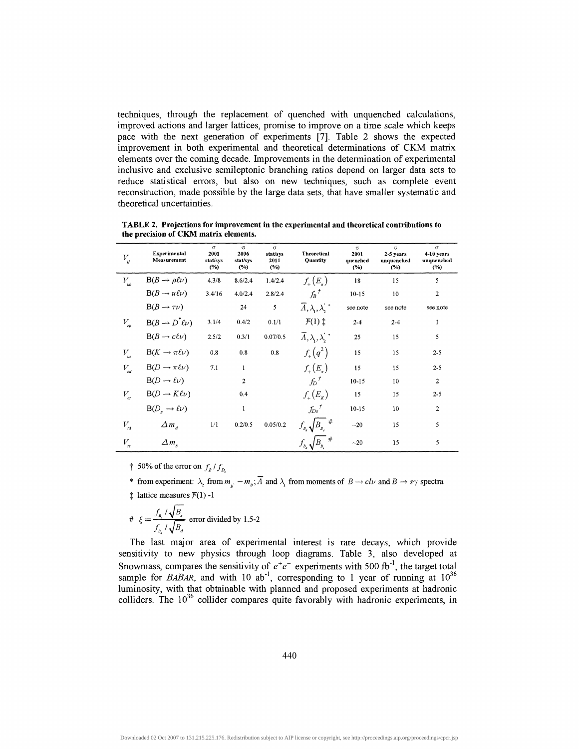techniques, through the replacement of quenched with unquenched calculations, improved actions and larger lattices, promise to improve on a time scale which keeps pace with the next generation of experiments [7]. Table 2 shows the expected improvement in both experimental and theoretical determinations of CKM matrix elements over the coming decade. Improvements in the determination of experimental inclusive and exclusive semileptonic branching ratios depend on larger data sets to reduce statistical errors, but also on new techniques, such as complete event reconstruction, made possible by the large data sets, that have smaller systematic and theoretical uncertainties.

**TABLE 2. Projections for improvement in the experimental and theoretical contributions to the precision of CKM matrix elements.**

| $V_{ij}$ | Experimental Measurement | $\sigma$ 2001 stat/sys (%) | $\sigma$ 2006 stat/sys (%) | $\sigma$ stat/sys 2011 (%) | Theoretical Quantity | $\sigma$ 2001 quenched (%) | $\sigma$ 2-5 years unquenched (%) | $\sigma$ 4-10 years unquenched (%) |
|---|---|---|---|---|---|---|---|---|
| $V_{ub}$ | $B(B \to \rho\ell\nu)$ | 4.3/8 | 8.6/2.4 | 1.4/2.4 | $f_+(E_\pi)$ | 18 | 15 | 5 |
| | $B(B \to u\ell\nu)$ | 3.4/16 | 4.0/2.4 | 2.8/2.4 | $f_B{}^\dagger$ | 10-15 | 10 | 2 |
| | $B(B \to \tau\nu)$ | | 24 | 5 | $\overline{\Lambda}, \lambda_1, \lambda_2'{}^*$ | see note | see note | see note |
| $V_{cb}$ | $B(B \to D^*\ell\nu)$ | 3.1/4 | 0.4/2 | 0.1/1 | $\mathcal{F}(1)$ ‡ | 2-4 | 2-4 | 1 |
| | $B(B \to c\ell\nu)$ | 2.5/2 | 0.3/1 | 0.07/0.5 | $\overline{\Lambda}, \lambda_1, \lambda_2'{}^*$ | 25 | 15 | 5 |
| $V_{us}$ | $B(K \to \pi\ell\nu)$ | 0.8 | 0.8 | 0.8 | $f_+(q^2)$ | 15 | 15 | 2-5 |
| $V_{cd}$ | $B(D \to \pi\ell\nu)$ | 7.1 | 1 | | $f_+(E_\pi)$ | 15 | 15 | 2-5 |
| | $B(D \to \ell\nu)$ | | 2 | | $f_D{}^\dagger$ | 10-15 | 10 | 2 |
| $V_{cs}$ | $B(D \to K\ell\nu)$ | | 0.4 | | $f_+(E_K)$ | 15 | 15 | 2-5 |
| | $B(D_s \to \ell\nu)$ | | 1 | | $f_{Ds}{}^\dagger$ | 10-15 | 10 | 2 |
| $V_{td}$ | $\Delta m_d$ | 1/1 | 0.2/0.5 | 0.05/0.2 | $f_{B_d}\sqrt{B_{B_d}}$ # | ~20 | 15 | 5 |
| $V_{ts}$ | $\Delta m_s$ | | | | $f_{B_s}\sqrt{B_{B_s}}$ # | ~20 | 15 | 5 |

† 50% of the error on $f_B / f_{D_s}$

\* from experiment: $\lambda_2$ from $m_{B^*} - m_B$; $\overline{\Lambda}$ and $\lambda_1$ from moments of $B \to c l\nu$ and $B \to s\gamma$ spectra

‡ lattice measures $\mathcal{F}(1)$ -1

# $\xi = \dfrac{f_{B_s}/\sqrt{B_s}}{f_{B_d}/\sqrt{B_d}}$ error divided by 1.5-2

The last major area of experimental interest is rare decays, which provide sensitivity to new physics through loop diagrams. Table 3, also developed at Snowmass, compares the sensitivity of $e^+e^-$ experiments with 500 $\text{fb}^{-1}$, the target total sample for *BABAR*, and with 10 $\text{ab}^{-1}$, corresponding to 1 year of running at $10^{36}$ luminosity, with that obtainable with planned and proposed experiments at hadronic colliders. The $10^{36}$ collider compares quite favorably with hadronic experiments, in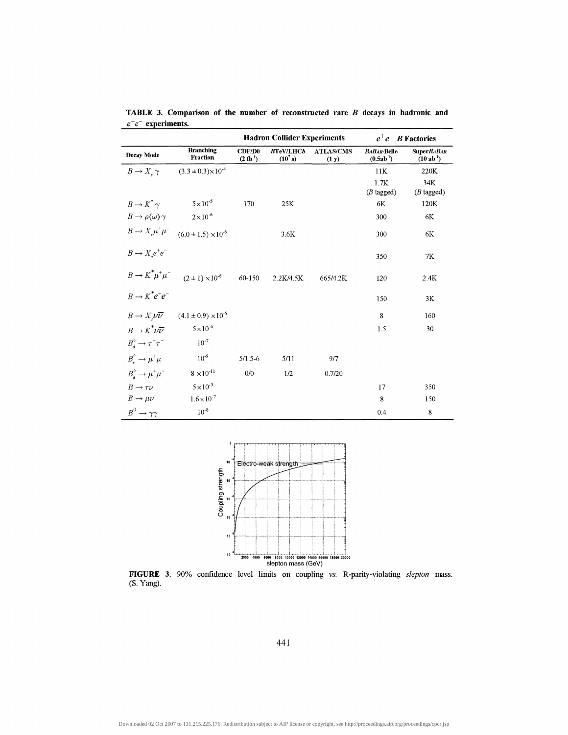**TABLE 3. Comparison of the number of reconstructed rare $B$ decays in hadronic and $e^+e^-$ experiments.**

| | | Hadron Collider Experiments | | | $e^+e^-$ $B$ Factories | |
|---|---|---|---|---|---|---|
| **Decay Mode** | **Branching Fraction** | **CDF/D0 (2 fb$^{-1}$)** | ***B*TeV/LHC*b* ($10^7$ s)** | **ATLAS/CMS (1 y)** | ***BaBar*/Belle (0.5ab$^{-1}$)** | **Super*BaBar* (10 ab$^{-1}$)** |
| $B \to X_s \gamma$ | $(3.3 \pm 0.3) \times 10^{-4}$ | | | | 11K | 220K |
| | | | | | 1.7K ($B$ tagged) | 34K ($B$ tagged) |
| $B \to K^* \gamma$ | $5 \times 10^{-5}$ | 170 | 25K | | 6K | 120K |
| $B \to \rho(\omega) \gamma$ | $2 \times 10^{-6}$ | | | | 300 | 6K |
| $B \to X_s \mu^+ \mu^-$ | $(6.0 \pm 1.5) \times 10^{-6}$ | | 3.6K | | 300 | 6K |
| $B \to X_s e^+ e^-$ | | | | | 350 | 7K |
| $B \to K^* \mu^+ \mu^-$ | $(2 \pm 1) \times 10^{-6}$ | 60-150 | 2.2K/4.5K | 665/4.2K | 120 | 2.4K |
| $B \to K^* e^+ e^-$ | | | | | 150 | 3K |
| $B \to X_s \nu \overline{\nu}$ | $(4.1 \pm 0.9) \times 10^{-5}$ | | | | 8 | 160 |
| $B \to K^* \nu \overline{\nu}$ | $5 \times 10^{-6}$ | | | | 1.5 | 30 |
| $B_d^0 \to \tau^+ \tau^-$ | $10^{-7}$ | | | | | |
| $B_s^0 \to \mu^+ \mu^-$ | $10^{-9}$ | 5/1.5-6 | 5/11 | 9/7 | | |
| $B_d^0 \to \mu^+ \mu^-$ | $8 \times 10^{-11}$ | 0/0 | 1/2 | 0.7/20 | | |
| $B \to \tau \nu$ | $5 \times 10^{-5}$ | | | | 17 | 350 |
| $B \to \mu \nu$ | $1.6 \times 10^{-7}$ | | | | 8 | 150 |
| $B^0 \to \gamma \gamma$ | $10^{-8}$ | | | | 0.4 | 8 |

**FIGURE 3**. 90% confidence level limits on coupling *vs.* R-parity-violating *slepton* mass. (S. Yang).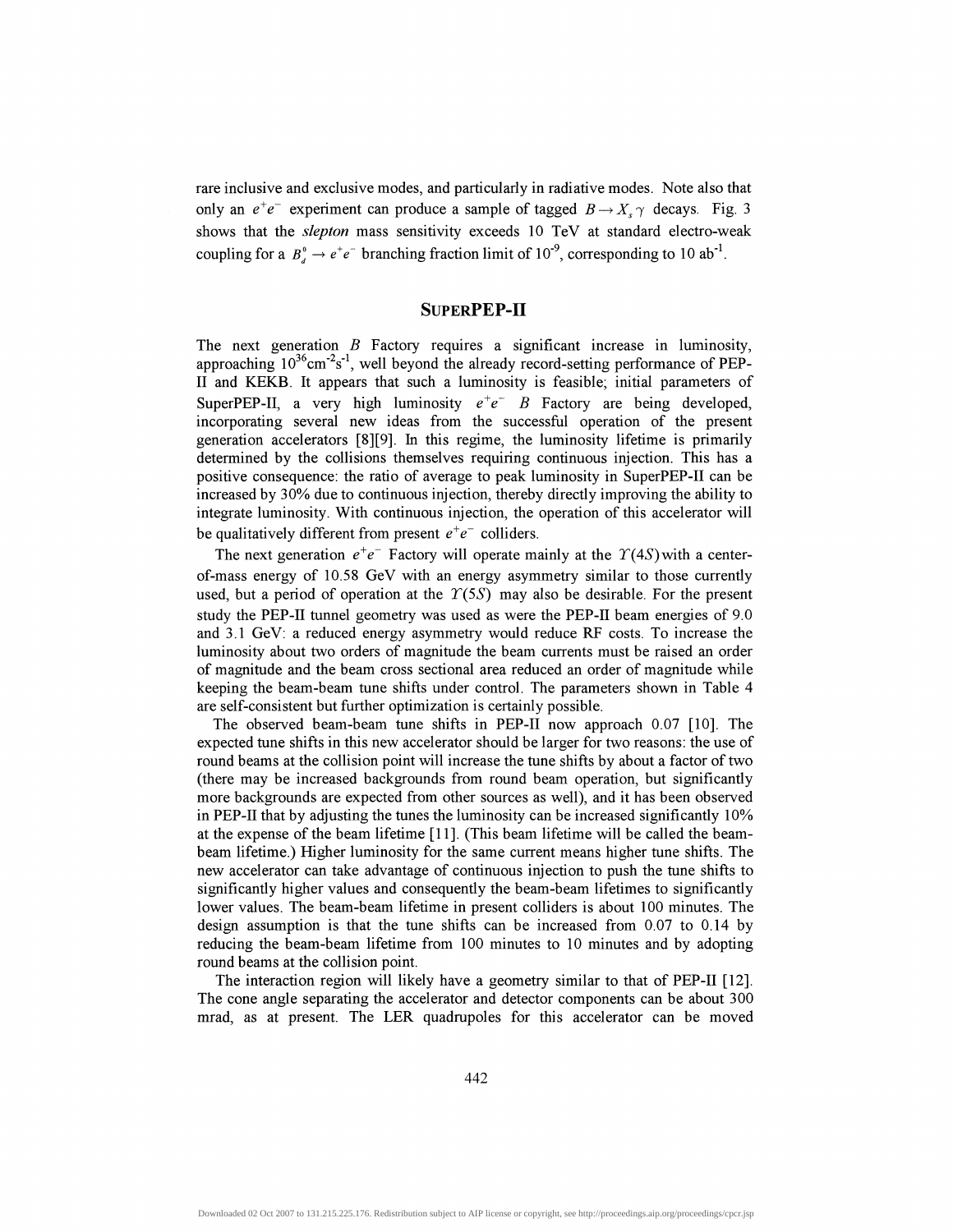rare inclusive and exclusive modes, and particularly in radiative modes. Note also that only an $e^+e^-$ experiment can produce a sample of tagged $B \rightarrow X_s \gamma$ decays. Fig. 3 shows that the *slepton* mass sensitivity exceeds 10 TeV at standard electro-weak coupling for a $B_d^0 \rightarrow e^+e^-$ branching fraction limit of $10^{-9}$, corresponding to 10 ab$^{-1}$.

## SUPERPEP-II

The next generation *B* Factory requires a significant increase in luminosity, approaching $10^{36}$cm$^{-2}$s$^{-1}$, well beyond the already record-setting performance of PEP-II and KEKB. It appears that such a luminosity is feasible; initial parameters of SuperPEP-II, a very high luminosity $e^+e^-$ *B* Factory are being developed, incorporating several new ideas from the successful operation of the present generation accelerators [8][9]. In this regime, the luminosity lifetime is primarily determined by the collisions themselves requiring continuous injection. This has a positive consequence: the ratio of average to peak luminosity in SuperPEP-II can be increased by 30% due to continuous injection, thereby directly improving the ability to integrate luminosity. With continuous injection, the operation of this accelerator will be qualitatively different from present $e^+e^-$ colliders.

The next generation $e^+e^-$ Factory will operate mainly at the $\Upsilon(4S)$ with a center-of-mass energy of 10.58 GeV with an energy asymmetry similar to those currently used, but a period of operation at the $\Upsilon(5S)$ may also be desirable. For the present study the PEP-II tunnel geometry was used as were the PEP-II beam energies of 9.0 and 3.1 GeV: a reduced energy asymmetry would reduce RF costs. To increase the luminosity about two orders of magnitude the beam currents must be raised an order of magnitude and the beam cross sectional area reduced an order of magnitude while keeping the beam-beam tune shifts under control. The parameters shown in Table 4 are self-consistent but further optimization is certainly possible.

The observed beam-beam tune shifts in PEP-II now approach 0.07 [10]. The expected tune shifts in this new accelerator should be larger for two reasons: the use of round beams at the collision point will increase the tune shifts by about a factor of two (there may be increased backgrounds from round beam operation, but significantly more backgrounds are expected from other sources as well), and it has been observed in PEP-II that by adjusting the tunes the luminosity can be increased significantly 10% at the expense of the beam lifetime [11]. (This beam lifetime will be called the beam-beam lifetime.) Higher luminosity for the same current means higher tune shifts. The new accelerator can take advantage of continuous injection to push the tune shifts to significantly higher values and consequently the beam-beam lifetimes to significantly lower values. The beam-beam lifetime in present colliders is about 100 minutes. The design assumption is that the tune shifts can be increased from 0.07 to 0.14 by reducing the beam-beam lifetime from 100 minutes to 10 minutes and by adopting round beams at the collision point.

The interaction region will likely have a geometry similar to that of PEP-II [12]. The cone angle separating the accelerator and detector components can be about 300 mrad, as at present. The LER quadrupoles for this accelerator can be moved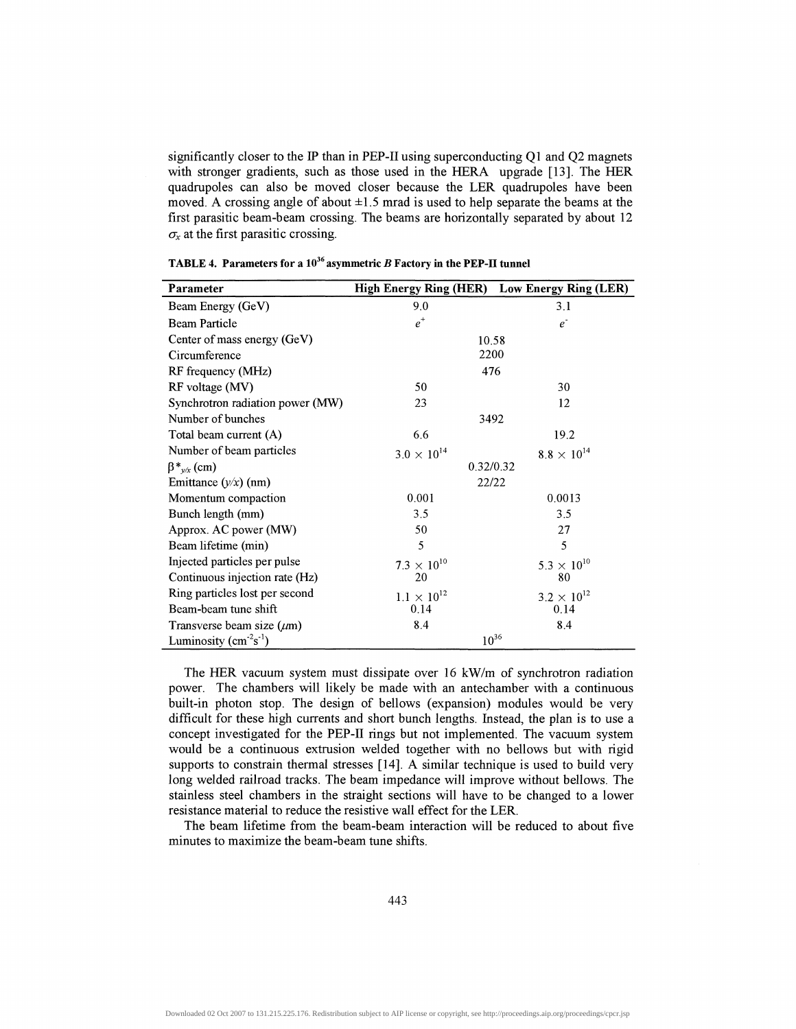significantly closer to the IP than in PEP-II using superconducting Q1 and Q2 magnets with stronger gradients, such as those used in the HERA upgrade [13]. The HER quadrupoles can also be moved closer because the LER quadrupoles have been moved. A crossing angle of about ±1.5 mrad is used to help separate the beams at the first parasitic beam-beam crossing. The beams are horizontally separated by about 12 $\sigma_x$ at the first parasitic crossing.

**TABLE 4. Parameters for a $10^{36}$ asymmetric *B* Factory in the PEP-II tunnel**

| Parameter | High Energy Ring (HER) | Low Energy Ring (LER) |
|---|---|---|
| Beam Energy (GeV) | 9.0 | 3.1 |
| Beam Particle | $e^+$ | $e^-$ |
| Center of mass energy (GeV) | 10.58 | |
| Circumference | 2200 | |
| RF frequency (MHz) | 476 | |
| RF voltage (MV) | 50 | 30 |
| Synchrotron radiation power (MW) | 23 | 12 |
| Number of bunches | 3492 | |
| Total beam current (A) | 6.6 | 19.2 |
| Number of beam particles | $3.0 \times 10^{14}$ | $8.8 \times 10^{14}$ |
| $\beta^*_{y/x}$ (cm) | 0.32/0.32 | |
| Emittance (*y/x*) (nm) | 22/22 | |
| Momentum compaction | 0.001 | 0.0013 |
| Bunch length (mm) | 3.5 | 3.5 |
| Approx. AC power (MW) | 50 | 27 |
| Beam lifetime (min) | 5 | 5 |
| Injected particles per pulse | $7.3 \times 10^{10}$ | $5.3 \times 10^{10}$ |
| Continuous injection rate (Hz) | 20 | 80 |
| Ring particles lost per second | $1.1 \times 10^{12}$ | $3.2 \times 10^{12}$ |
| Beam-beam tune shift | 0.14 | 0.14 |
| Transverse beam size ($\mu$m) | 8.4 | 8.4 |
| Luminosity (cm$^{-2}$s$^{-1}$) | $10^{36}$ | |

The HER vacuum system must dissipate over 16 kW/m of synchrotron radiation power. The chambers will likely be made with an antechamber with a continuous built-in photon stop. The design of bellows (expansion) modules would be very difficult for these high currents and short bunch lengths. Instead, the plan is to use a concept investigated for the PEP-II rings but not implemented. The vacuum system would be a continuous extrusion welded together with no bellows but with rigid supports to constrain thermal stresses [14]. A similar technique is used to build very long welded railroad tracks. The beam impedance will improve without bellows. The stainless steel chambers in the straight sections will have to be changed to a lower resistance material to reduce the resistive wall effect for the LER.

The beam lifetime from the beam-beam interaction will be reduced to about five minutes to maximize the beam-beam tune shifts.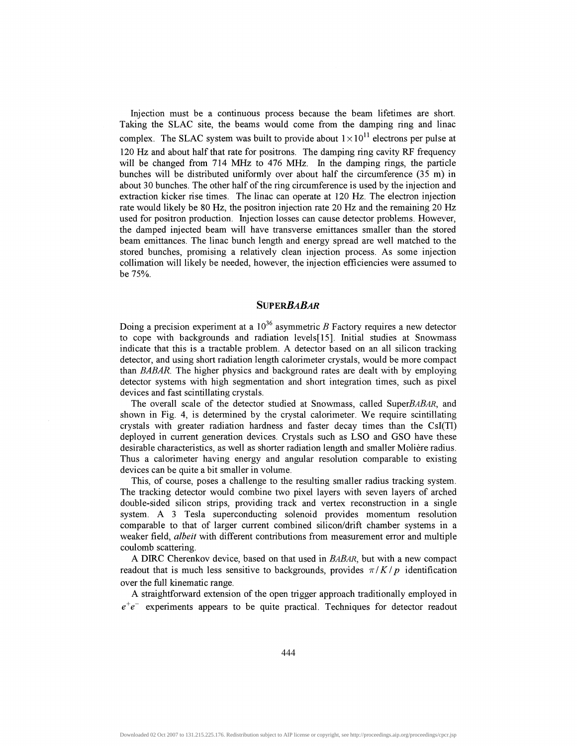Injection must be a continuous process because the beam lifetimes are short. Taking the SLAC site, the beams would come from the damping ring and linac complex. The SLAC system was built to provide about $1 \times 10^{11}$ electrons per pulse at 120 Hz and about half that rate for positrons. The damping ring cavity RF frequency will be changed from 714 MHz to 476 MHz. In the damping rings, the particle bunches will be distributed uniformly over about half the circumference (35 m) in about 30 bunches. The other half of the ring circumference is used by the injection and extraction kicker rise times. The linac can operate at 120 Hz. The electron injection rate would likely be 80 Hz, the positron injection rate 20 Hz and the remaining 20 Hz used for positron production. Injection losses can cause detector problems. However, the damped injected beam will have transverse emittances smaller than the stored beam emittances. The linac bunch length and energy spread are well matched to the stored bunches, promising a relatively clean injection process. As some injection collimation will likely be needed, however, the injection efficiencies were assumed to be 75%.

## SUPER*BABAR*

Doing a precision experiment at a $10^{36}$ asymmetric *B* Factory requires a new detector to cope with backgrounds and radiation levels[15]. Initial studies at Snowmass indicate that this is a tractable problem. A detector based on an all silicon tracking detector, and using short radiation length calorimeter crystals, would be more compact than *BABAR*. The higher physics and background rates are dealt with by employing detector systems with high segmentation and short integration times, such as pixel devices and fast scintillating crystals.

The overall scale of the detector studied at Snowmass, called Super*BABAR*, and shown in Fig. 4, is determined by the crystal calorimeter. We require scintillating crystals with greater radiation hardness and faster decay times than the CsI(Tl) deployed in current generation devices. Crystals such as LSO and GSO have these desirable characteristics, as well as shorter radiation length and smaller Molière radius. Thus a calorimeter having energy and angular resolution comparable to existing devices can be quite a bit smaller in volume.

This, of course, poses a challenge to the resulting smaller radius tracking system. The tracking detector would combine two pixel layers with seven layers of arched double-sided silicon strips, providing track and vertex reconstruction in a single system. A 3 Tesla superconducting solenoid provides momentum resolution comparable to that of larger current combined silicon/drift chamber systems in a weaker field, *albeit* with different contributions from measurement error and multiple coulomb scattering.

A DIRC Cherenkov device, based on that used in *BABAR*, but with a new compact readout that is much less sensitive to backgrounds, provides $\pi / K / p$ identification over the full kinematic range.

A straightforward extension of the open trigger approach traditionally employed in $e^+e^-$ experiments appears to be quite practical. Techniques for detector readout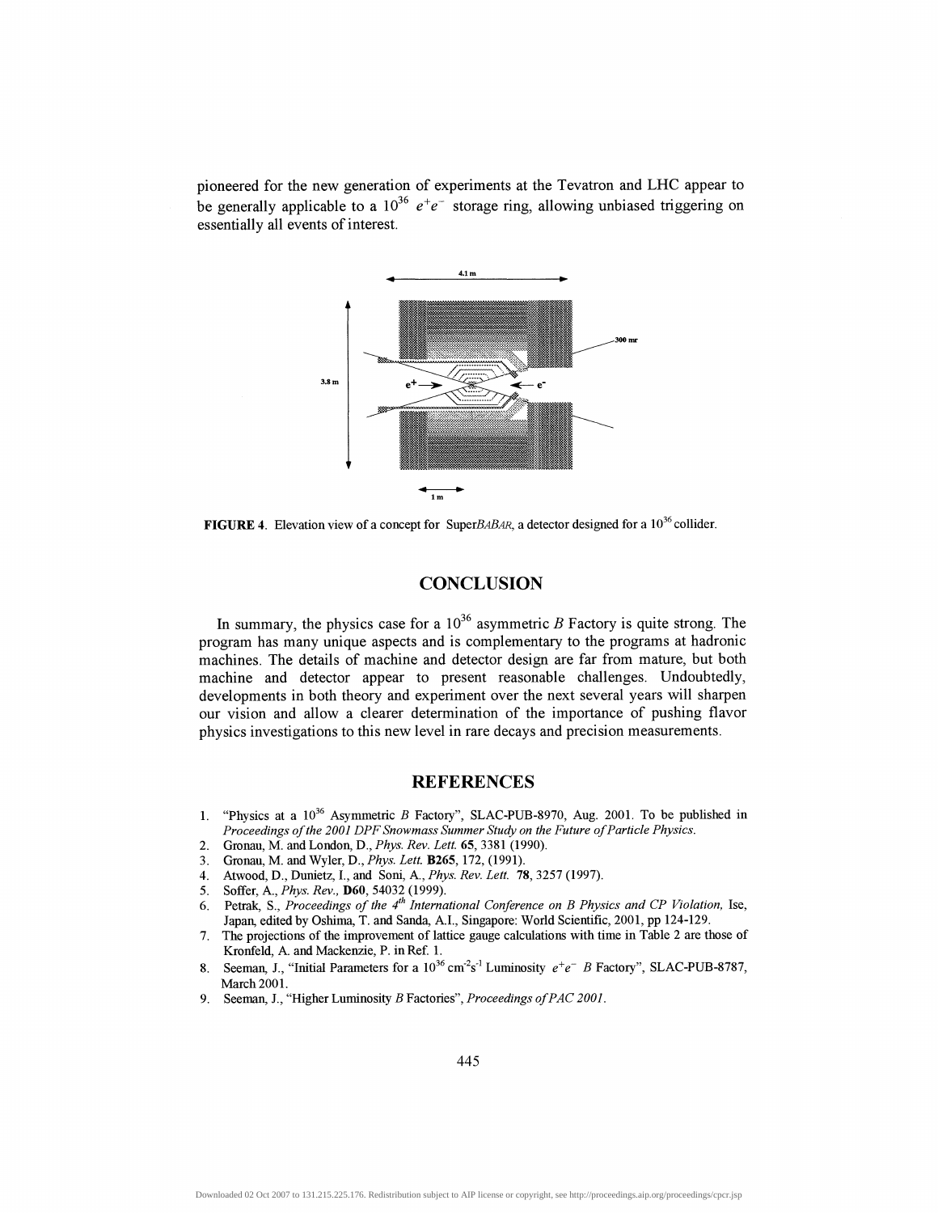pioneered for the new generation of experiments at the Tevatron and LHC appear to be generally applicable to a $10^{36}$ $e^+e^-$ storage ring, allowing unbiased triggering on essentially all events of interest.

**FIGURE 4.** Elevation view of a concept for Super*BABAR*, a detector designed for a $10^{36}$ collider.

## CONCLUSION

In summary, the physics case for a $10^{36}$ asymmetric *B* Factory is quite strong. The program has many unique aspects and is complementary to the programs at hadronic machines. The details of machine and detector design are far from mature, but both machine and detector appear to present reasonable challenges. Undoubtedly, developments in both theory and experiment over the next several years will sharpen our vision and allow a clearer determination of the importance of pushing flavor physics investigations to this new level in rare decays and precision measurements.

## REFERENCES

1. "Physics at a $10^{36}$ Asymmetric *B* Factory", SLAC-PUB-8970, Aug. 2001. To be published in *Proceedings of the 2001 DPF Snowmass Summer Study on the Future of Particle Physics.*
2. Gronau, M. and London, D., *Phys. Rev. Lett.* **65**, 3381 (1990).
3. Gronau, M. and Wyler, D., *Phys. Lett.* **B265**, 172, (1991).
4. Atwood, D., Dunietz, I., and Soni, A., *Phys. Rev. Lett.* **78**, 3257 (1997).
5. Soffer, A., *Phys. Rev.,* **D60**, 54032 (1999).
6. Petrak, S., *Proceedings of the 4th International Conference on B Physics and CP Violation,* Ise, Japan, edited by Oshima, T. and Sanda, A.I., Singapore: World Scientific, 2001, pp 124-129.
7. The projections of the improvement of lattice gauge calculations with time in Table 2 are those of Kronfeld, A. and Mackenzie, P. in Ref. 1.
8. Seeman, J., "Initial Parameters for a $10^{36}$ $cm^{-2}s^{-1}$ Luminosity $e^+e^-$ *B* Factory", SLAC-PUB-8787, March 2001.
9. Seeman, J., "Higher Luminosity *B* Factories", *Proceedings of PAC 2001.*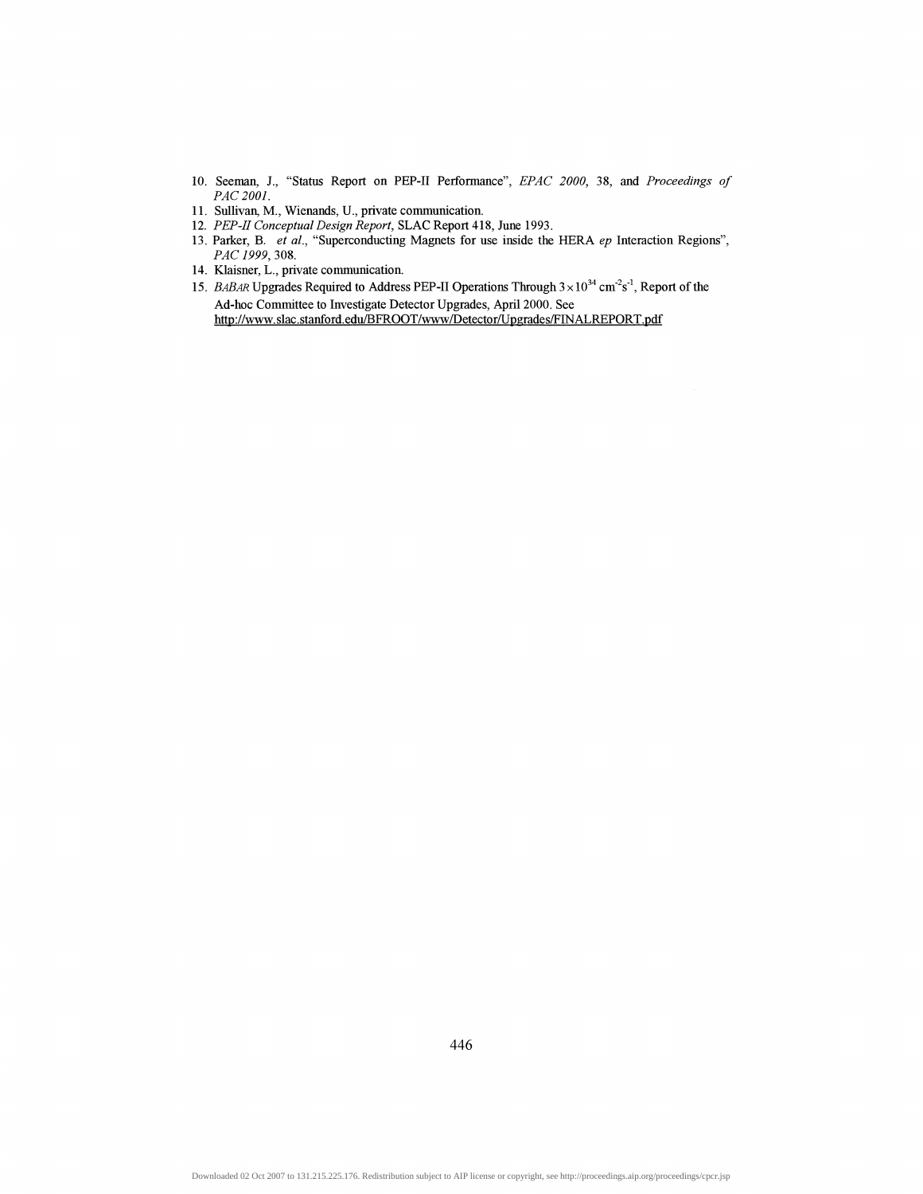10. Seeman, J., "Status Report on PEP-II Performance", *EPAC 2000*, 38, and *Proceedings of PAC 2001*.
11. Sullivan, M., Wienands, U., private communication.
12. *PEP-II Conceptual Design Report*, SLAC Report 418, June 1993.
13. Parker, B. *et al*., "Superconducting Magnets for use inside the HERA *ep* Interaction Regions", *PAC 1999*, 308.
14. Klaisner, L., private communication.
15. *BABAR* Upgrades Required to Address PEP-II Operations Through $3\times10^{34}$ $cm^{-2}s^{-1}$, Report of the Ad-hoc Committee to Investigate Detector Upgrades, April 2000. See http://www.slac.stanford.edu/BFROOT/www/Detector/Upgrades/FINALREPORT.pdf